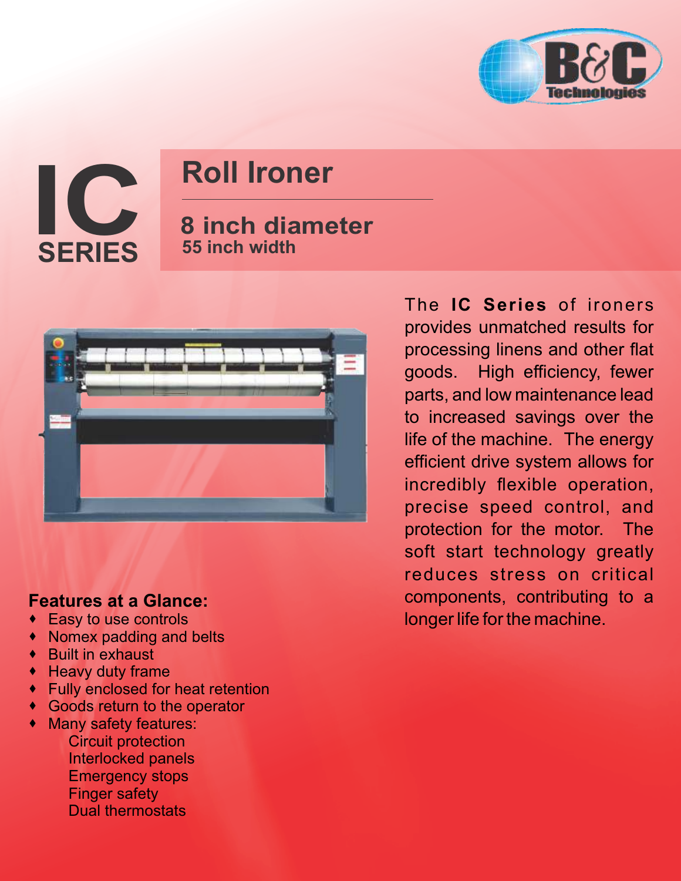B&C Technologies

# IC SERIES

## Roll Ironer

### 8 inch diameter
**55 inch width**

The **IC Series** of ironers provides unmatched results for processing linens and other flat goods. High efficiency, fewer parts, and low maintenance lead to increased savings over the life of the machine. The energy efficient drive system allows for incredibly flexible operation, precise speed control, and protection for the motor. The soft start technology greatly reduces stress on critical components, contributing to a longer life for the machine.

**Features at a Glance:**

- Easy to use controls
- Nomex padding and belts
- Built in exhaust
- Heavy duty frame
- Fully enclosed for heat retention
- Goods return to the operator
- Many safety features:
  - Circuit protection
  - Interlocked panels
  - Emergency stops
  - Finger safety
  - Dual thermostats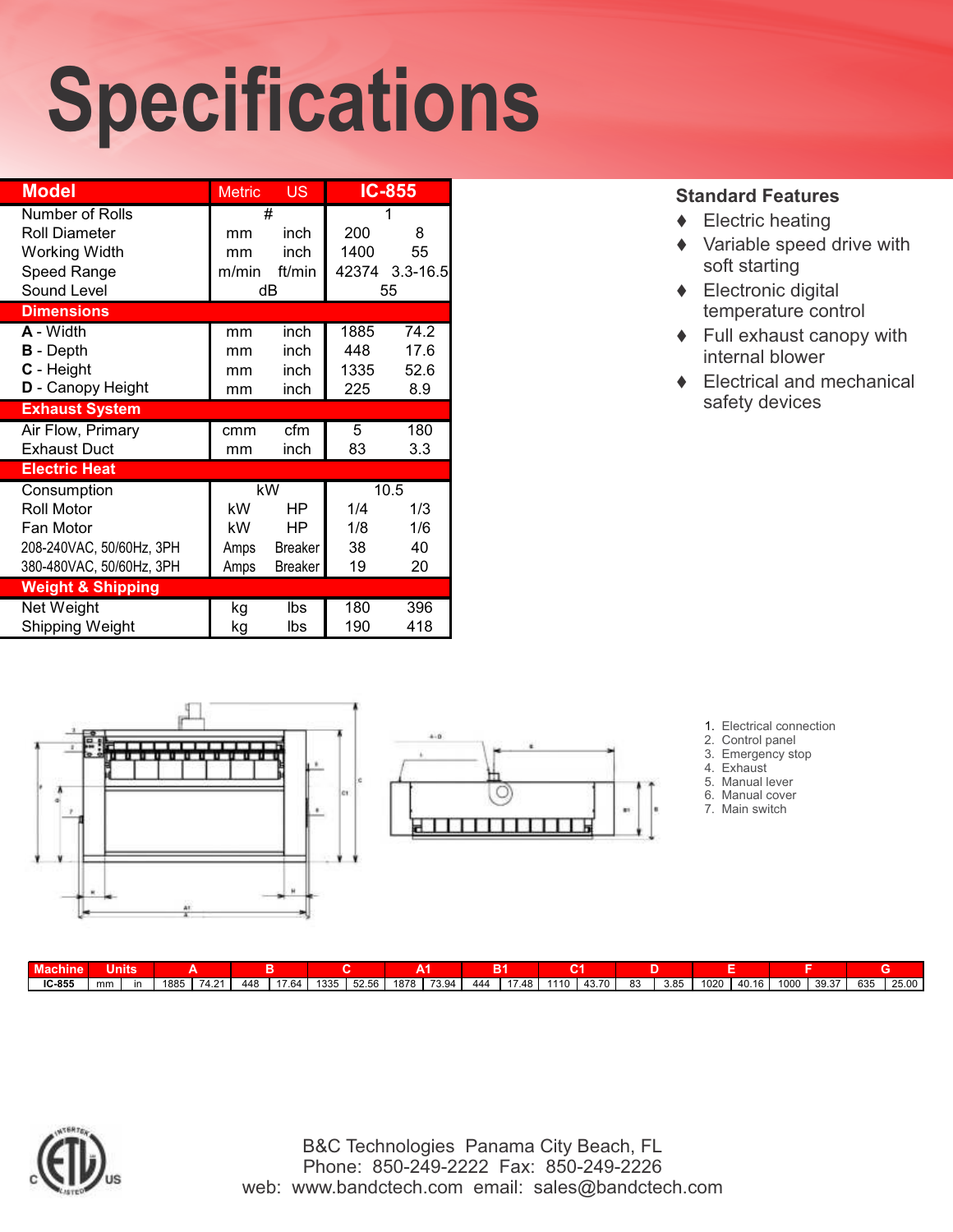# Specifications

| Model | Metric | US | IC-855 | |
|---|---|---|---|---|
| Number of Rolls | # | | 1 | |
| Roll Diameter | mm | inch | 200 | 8 |
| Working Width | mm | inch | 1400 | 55 |
| Speed Range | m/min | ft/min | 42374 | 3.3-16.5 |
| Sound Level | dB | | 55 | |
| **Dimensions** | | | | |
| **A** - Width | mm | inch | 1885 | 74.2 |
| **B** - Depth | mm | inch | 448 | 17.6 |
| **C** - Height | mm | inch | 1335 | 52.6 |
| **D** - Canopy Height | mm | inch | 225 | 8.9 |
| **Exhaust System** | | | | |
| Air Flow, Primary | cmm | cfm | 5 | 180 |
| Exhaust Duct | mm | inch | 83 | 3.3 |
| **Electric Heat** | | | | |
| Consumption | kW | | 10.5 | |
| Roll Motor | kW | HP | 1/4 | 1/3 |
| Fan Motor | kW | HP | 1/8 | 1/6 |
| 208-240VAC, 50/60Hz, 3PH | Amps | Breaker | 38 | 40 |
| 380-480VAC, 50/60Hz, 3PH | Amps | Breaker | 19 | 20 |
| **Weight & Shipping** | | | | |
| Net Weight | kg | lbs | 180 | 396 |
| Shipping Weight | kg | lbs | 190 | 418 |

## Standard Features

- Electric heating
- Variable speed drive with soft starting
- Electronic digital temperature control
- Full exhaust canopy with internal blower
- Electrical and mechanical safety devices

1. Electrical connection
2. Control panel
3. Emergency stop
4. Exhaust
5. Manual lever
6. Manual cover
7. Main switch

| Machine | Units | | A | | B | | C | | A1 | | B1 | | C1 | | D | | E | | F | | G | |
|---|---|---|---|---|---|---|---|---|---|---|---|---|---|---|---|---|---|---|---|---|---|---|
| IC-855 | mm | in | 1885 | 74.21 | 448 | 17.64 | 1335 | 52.56 | 1878 | 73.94 | 444 | 17.48 | 1110 | 43.70 | 83 | 3.85 | 1020 | 40.16 | 1000 | 39.37 | 635 | 25.00 |

B&C Technologies Panama City Beach, FL
Phone: 850-249-2222 Fax: 850-249-2226
web: www.bandctech.com email: sales@bandctech.com